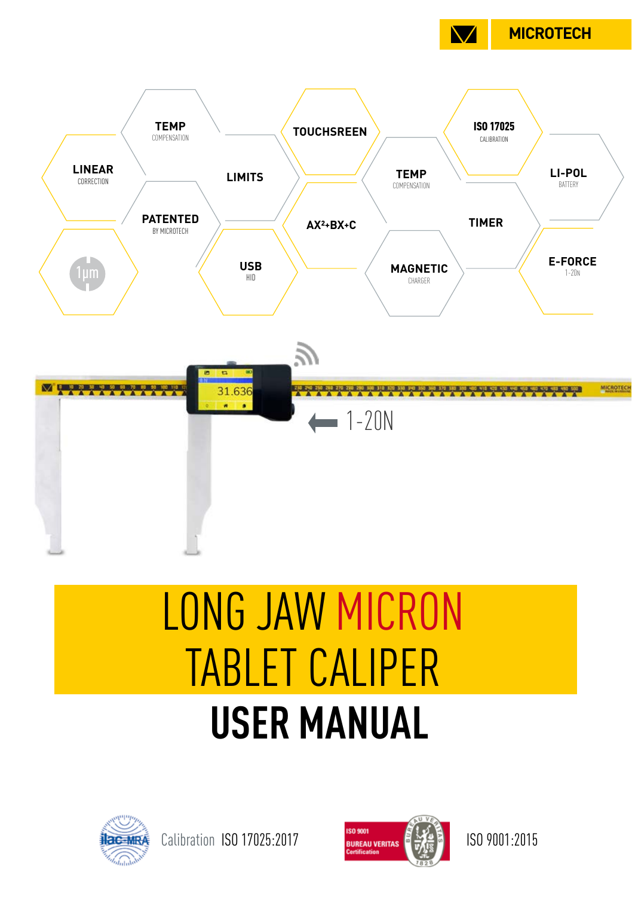MICROTECH

LINEAR
CORRECTION

TEMP
COMPENSATION

PATENTED
BY MICROTECH

LIMITS

1µm

USB
HID

TOUCHSCREEN

$AX^2+BX+C$

TEMP
COMPENSATION

MAGNETIC
CHARGER

ISO 17025
CALIBRATION

TIMER

LI-POL
BATTERY

E-FORCE
1-20N

1-20N

# LONG JAW MICRON TABLET CALIPER

# USER MANUAL

Calibration ISO 17025:2017

ISO 9001:2015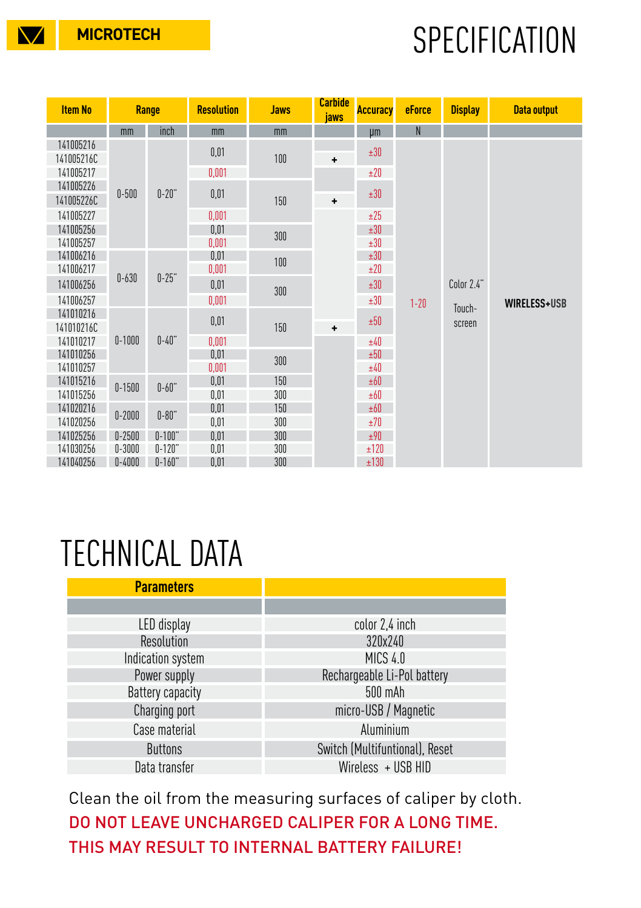MICROTECH

# SPECIFICATION

| Item No | Range | | Resolution | Jaws | Carbide jaws | Accuracy | eForce | Display | Data output |
|---|---|---|---|---|---|---|---|---|---|
| | mm | inch | mm | mm | | µm | N | | |
| 141005216 | 0-500 | 0-20" | 0,01 | 100 | | ±30 | 1-20 | Color 2.4" Touch-screen | WIRELESS+USB |
| 141005216C | 0-500 | 0-20" | 0,01 | 100 | + | ±30 | 1-20 | Color 2.4" Touch-screen | WIRELESS+USB |
| 141005217 | 0-500 | 0-20" | 0,001 | 100 | | ±20 | 1-20 | Color 2.4" Touch-screen | WIRELESS+USB |
| 141005226 | 0-500 | 0-20" | 0,01 | 150 | | ±30 | 1-20 | Color 2.4" Touch-screen | WIRELESS+USB |
| 141005226C | 0-500 | 0-20" | 0,01 | 150 | + | ±30 | 1-20 | Color 2.4" Touch-screen | WIRELESS+USB |
| 141005227 | 0-500 | 0-20" | 0,001 | 150 | | ±25 | 1-20 | Color 2.4" Touch-screen | WIRELESS+USB |
| 141005256 | 0-500 | 0-20" | 0,01 | 300 | | ±30 | 1-20 | Color 2.4" Touch-screen | WIRELESS+USB |
| 141005257 | 0-500 | 0-20" | 0,001 | 300 | | ±30 | 1-20 | Color 2.4" Touch-screen | WIRELESS+USB |
| 141006216 | 0-630 | 0-25" | 0,01 | 100 | | ±30 | 1-20 | Color 2.4" Touch-screen | WIRELESS+USB |
| 141006217 | 0-630 | 0-25" | 0,001 | 100 | | ±20 | 1-20 | Color 2.4" Touch-screen | WIRELESS+USB |
| 141006256 | 0-630 | 0-25" | 0,01 | 300 | | ±30 | 1-20 | Color 2.4" Touch-screen | WIRELESS+USB |
| 141006257 | 0-630 | 0-25" | 0,001 | 300 | | ±30 | 1-20 | Color 2.4" Touch-screen | WIRELESS+USB |
| 141010216 | 0-1000 | 0-40" | 0,01 | 150 | | ±50 | 1-20 | Color 2.4" Touch-screen | WIRELESS+USB |
| 141010216C | 0-1000 | 0-40" | 0,01 | 150 | + | ±50 | 1-20 | Color 2.4" Touch-screen | WIRELESS+USB |
| 141010217 | 0-1000 | 0-40" | 0,001 | 150 | | ±40 | 1-20 | Color 2.4" Touch-screen | WIRELESS+USB |
| 141010256 | 0-1000 | 0-40" | 0,01 | 300 | | ±50 | 1-20 | Color 2.4" Touch-screen | WIRELESS+USB |
| 141010257 | 0-1000 | 0-40" | 0,001 | 300 | | ±40 | 1-20 | Color 2.4" Touch-screen | WIRELESS+USB |
| 141015216 | 0-1500 | 0-60" | 0,01 | 150 | | ±60 | 1-20 | Color 2.4" Touch-screen | WIRELESS+USB |
| 141015256 | 0-1500 | 0-60" | 0,01 | 300 | | ±60 | 1-20 | Color 2.4" Touch-screen | WIRELESS+USB |
| 141020216 | 0-2000 | 0-80" | 0,01 | 150 | | ±60 | 1-20 | Color 2.4" Touch-screen | WIRELESS+USB |
| 141020256 | 0-2000 | 0-80" | 0,01 | 300 | | ±70 | 1-20 | Color 2.4" Touch-screen | WIRELESS+USB |
| 141025256 | 0-2500 | 0-100" | 0,01 | 300 | | ±90 | 1-20 | Color 2.4" Touch-screen | WIRELESS+USB |
| 141030256 | 0-3000 | 0-120" | 0,01 | 300 | | ±120 | 1-20 | Color 2.4" Touch-screen | WIRELESS+USB |
| 141040256 | 0-4000 | 0-160" | 0,01 | 300 | | ±130 | 1-20 | Color 2.4" Touch-screen | WIRELESS+USB |

# TECHNICAL DATA

| Parameters | |
|---|---|
| LED display | color 2,4 inch |
| Resolution | 320x240 |
| Indication system | MICS 4.0 |
| Power supply | Rechargeable Li-Pol battery |
| Battery capacity | 500 mAh |
| Charging port | micro-USB / Magnetic |
| Case material | Aluminium |
| Buttons | Switch (Multifuntional), Reset |
| Data transfer | Wireless + USB HID |

Clean the oil from the measuring surfaces of caliper by cloth.

DO NOT LEAVE UNCHARGED CALIPER FOR A LONG TIME.
THIS MAY RESULT TO INTERNAL BATTERY FAILURE!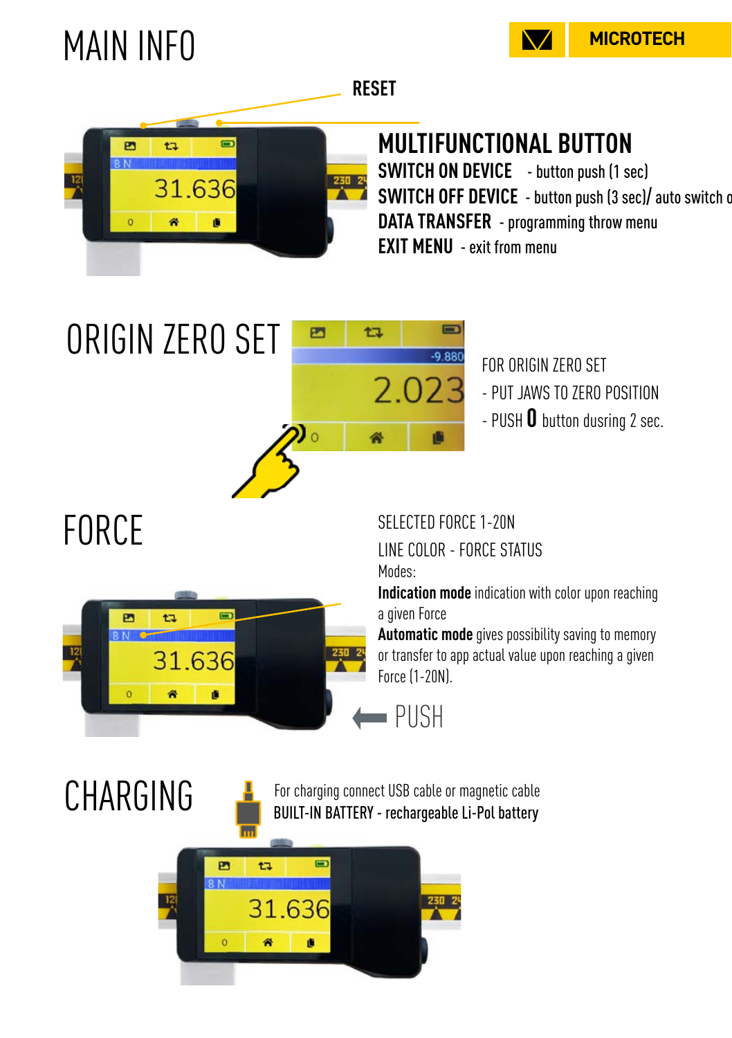# MAIN INFO

MICROTECH

RESET

## MULTIFUNCTIONAL BUTTON

**SWITCH ON DEVICE** - button push (1 sec)

**SWITCH OFF DEVICE** - button push (3 sec)/ auto switch o

**DATA TRANSFER** - programming throw menu

**EXIT MENU** - exit from menu

# ORIGIN ZERO SET

FOR ORIGIN ZERO SET

- PUT JAWS TO ZERO POSITION
- PUSH **0** button dusring 2 sec.

# FORCE

SELECTED FORCE 1-20N

LINE COLOR - FORCE STATUS

Modes:

**Indication mode** indication with color upon reaching a given Force

**Automatic mode** gives possibility saving to memory or transfer to app actual value upon reaching a given Force (1-20N).

PUSH

# CHARGING

For charging connect USB cable or magnetic cable

BUILT-IN BATTERY - rechargeable Li-Pol battery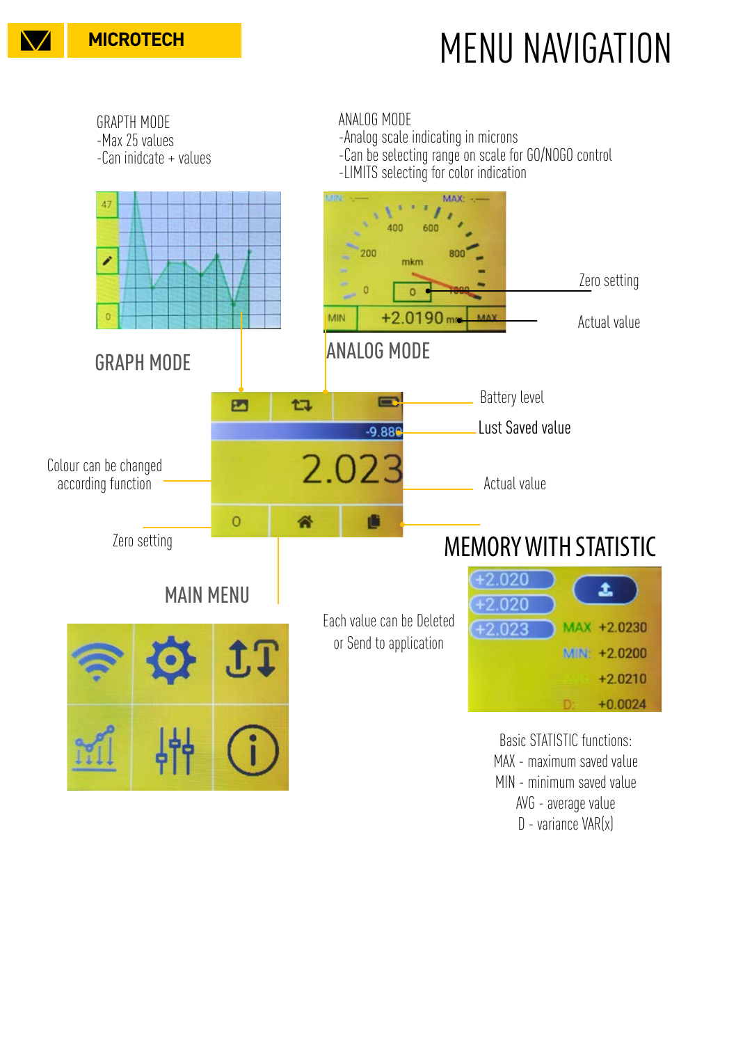MICROTECH

# MENU NAVIGATION

GRAPTH MODE
-Max 25 values
-Can inidcate + values

ANALOG MODE
-Analog scale indicating in microns
-Can be selecting range on scale for GO/NOGO control
-LIMITS selecting for color indication

Zero setting

Actual value

## GRAPH MODE

## ANALOG MODE

Battery level

Lust Saved value

Colour can be changed according function

Actual value

Zero setting

## MEMORY WITH STATISTIC

## MAIN MENU

Each value can be Deleted or Send to application

Basic STATISTIC functions:
MAX - maximum saved value
MIN - minimum saved value
AVG - average value
D - variance VAR(x)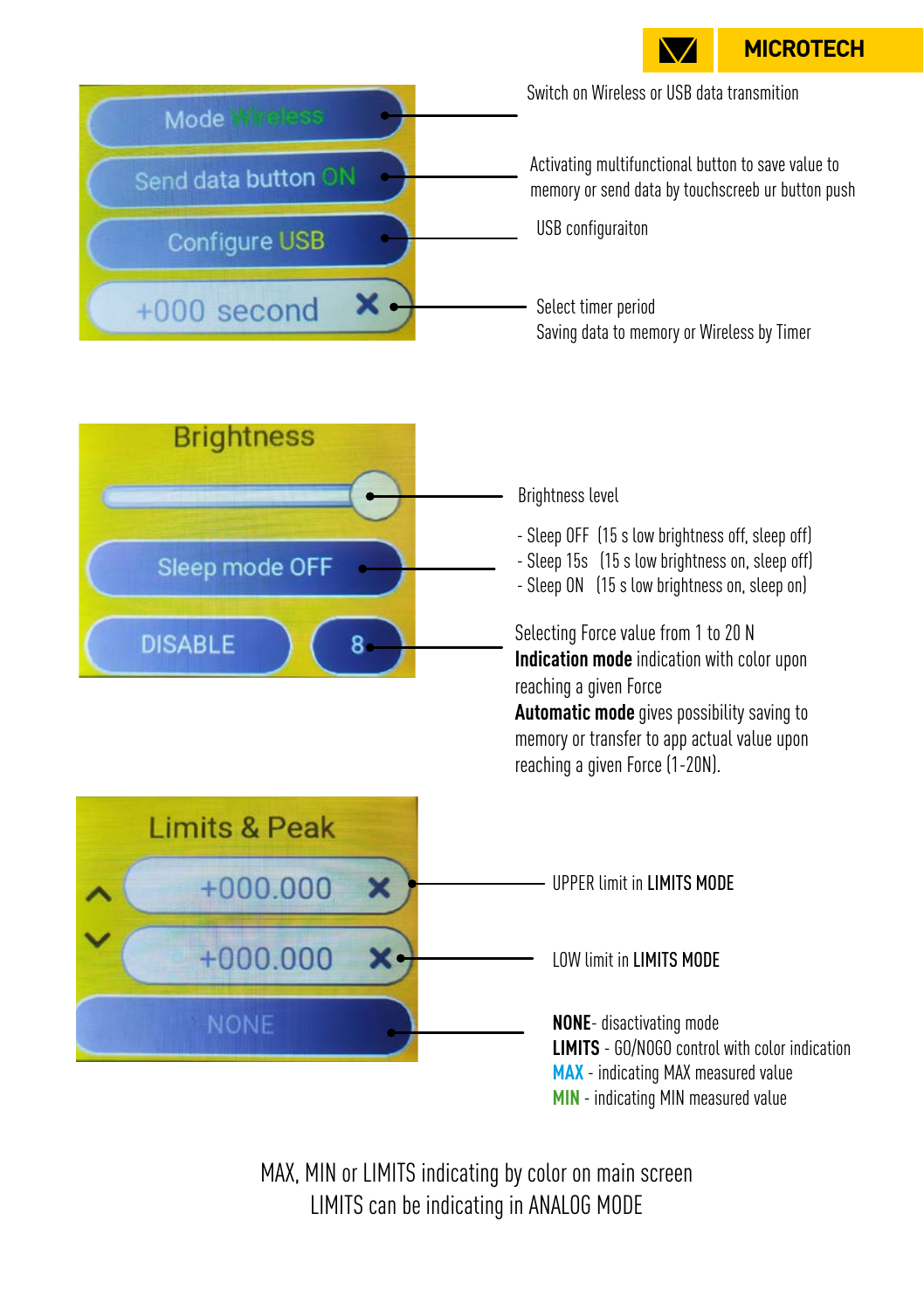Mode Wireless — Switch on Wireless or USB data transmition

Send data button ON — Activating multifunctional button to save value to memory or send data by touchscreeb ur button push

Configure USB — USB configuraiton

+000 second — Select timer period
Saving data to memory or Wireless by Timer

**Brightness**

Brightness level

Sleep mode OFF
- Sleep OFF (15 s low brightness off, sleep off)
- Sleep 15s (15 s low brightness on, sleep off)
- Sleep ON (15 s low brightness on, sleep on)

DISABLE / 8 — Selecting Force value from 1 to 20 N
**Indication mode** indication with color upon reaching a given Force
**Automatic mode** gives possibility saving to memory or transfer to app actual value upon reaching a given Force (1-20N).

**Limits & Peak**

+000.000 — UPPER limit in **LIMITS MODE**

+000.000 — LOW limit in **LIMITS MODE**

NONE
**NONE**- disactivating mode
**LIMITS** - GO/NOGO control with color indication
**MAX** - indicating MAX measured value
**MIN** - indicating MIN measured value

MAX, MIN or LIMITS indicating by color on main screen
LIMITS can be indicating in ANALOG MODE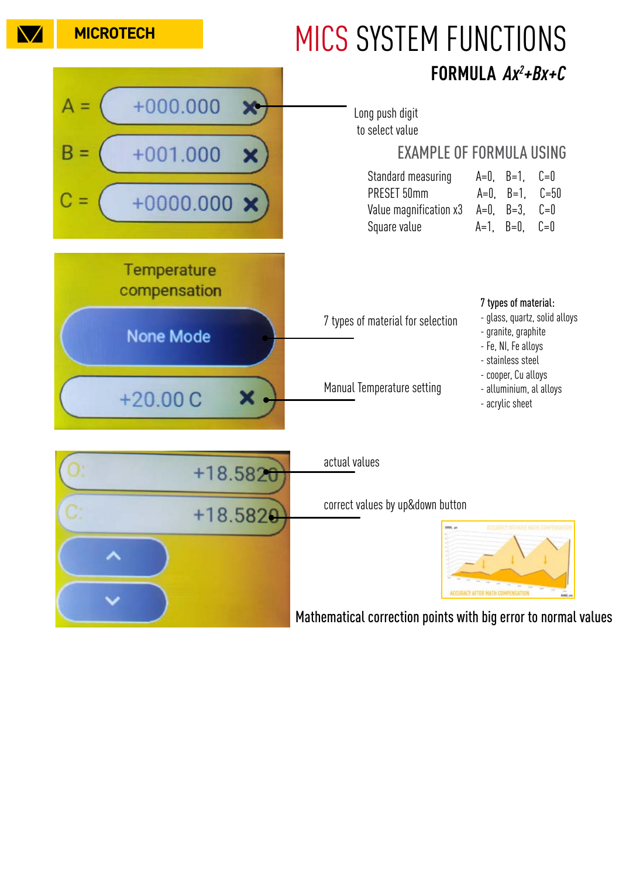MICROTECH

# MICS SYSTEM FUNCTIONS

## FORMULA $Ax^2+Bx+C$

A = +000.000 ✖

B = +001.000 ✖

C = +0000.000 ✖

Long push digit to select value

### EXAMPLE OF FORMULA USING

| | | | |
|---|---|---|---|
| Standard measuring | A=0, | B=1, | C=0 |
| PRESET 50mm | A=0, | B=1, | C=50 |
| Value magnification x3 | A=0, | B=3, | C=0 |
| Square value | A=1, | B=0, | C=0 |

Temperature compensation

None Mode

+20.00 C ✖

7 types of material for selection

Manual Temperature setting

**7 types of material:**

- glass, quartz, solid alloys
- granite, graphite
- Fe, NI, Fe alloys
- stainless steel
- cooper, Cu alloys
- alluminium, al alloys
- acrylic sheet

O: +18.5820

C: +18.5820

actual values

correct values by up&down button

ACCURACY WITHOUT MATH COMPENSATION

ACCURACY AFTER MATH COMPENSATION

Mathematical correction points with big error to normal values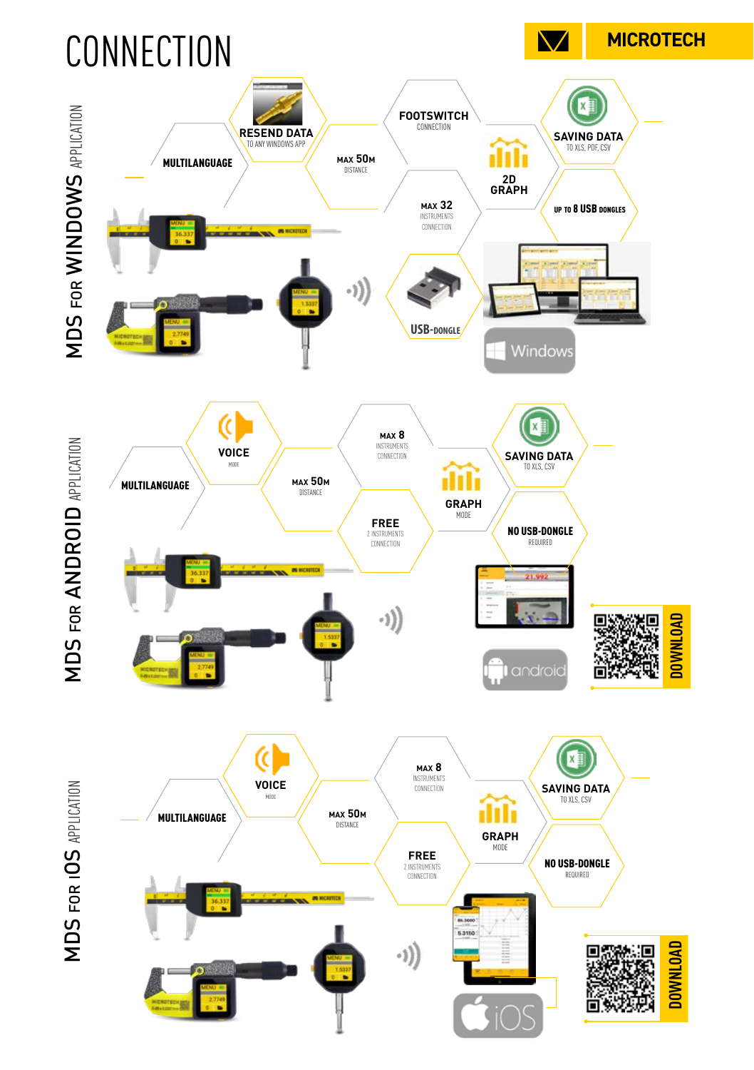# CONNECTION

MICROTECH

## MDS FOR WINDOWS APPLICATION

- MULTILANGUAGE
- RESEND DATA – TO ANY WINDOWS APP
- MAX 50M – DISTANCE
- FOOTSWITCH – CONNECTION
- MAX 32 – INSTRUMENTS CONNECTION
- 2D GRAPH
- SAVING DATA – TO XLS, PDF, CSV
- UP TO 8 USB DONGLES
- USB-DONGLE

Windows

## MDS FOR ANDROID APPLICATION

- MULTILANGUAGE
- VOICE – MODE
- MAX 50M – DISTANCE
- MAX 8 – INSTRUMENTS CONNECTION
- FREE – 2 INSTRUMENTS CONNECTION
- GRAPH – MODE
- SAVING DATA – TO XLS, CSV
- NO USB-DONGLE – REQUIRED

android

DOWNLOAD

## MDS FOR iOS APPLICATION

- MULTILANGUAGE
- VOICE – MODE
- MAX 50M – DISTANCE
- MAX 8 – INSTRUMENTS CONNECTION
- FREE – 2 INSTRUMENTS CONNECTION
- GRAPH – MODE
- SAVING DATA – TO XLS, CSV
- NO USB-DONGLE – REQUIRED

iOS

DOWNLOAD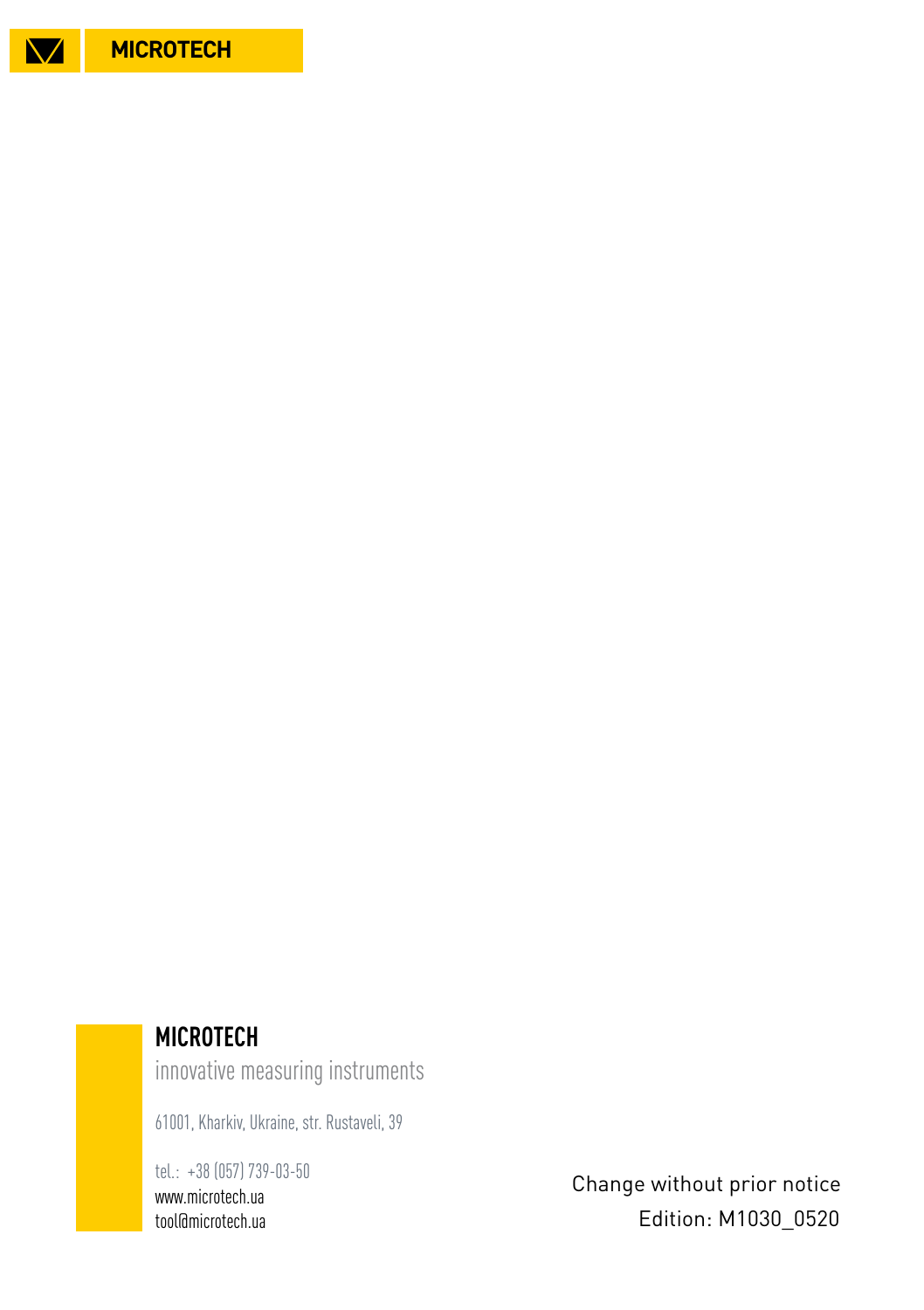MICROTECH

**MICROTECH**

innovative measuring instruments

61001, Kharkiv, Ukraine, str. Rustaveli, 39

tel.: +38 (057) 739-03-50
www.microtech.ua
tool@microtech.ua

Change without prior notice
Edition: M1030_0520